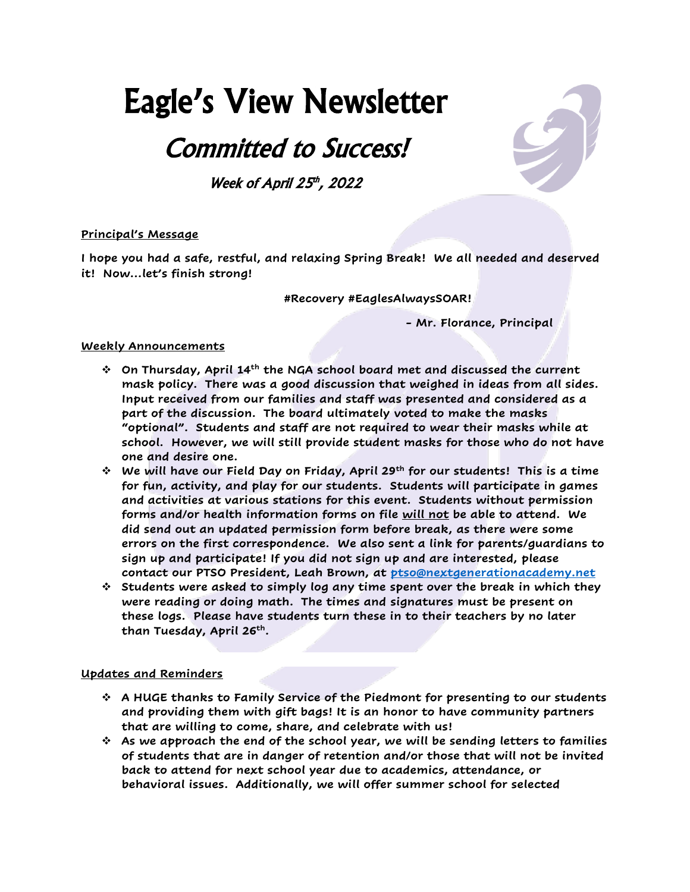# Eagle's View Newsletter

## *Committed to Success!*

*Week of April 25th, 2022*

**Principal's Message**

**I hope you had a safe, restful, and relaxing Spring Break! We all needed and deserved it! Now…let's finish strong!**

**#Recovery #EaglesAlwaysSOAR!**

**- Mr. Florance, Principal**

**Weekly Announcements**

- **On Thursday, April 14th the NGA school board met and discussed the current mask policy. There was a good discussion that weighed in ideas from all sides. Input received from our families and staff was presented and considered as a part of the discussion. The board ultimately voted to make the masks "optional". Students and staff are not required to wear their masks while at school. However, we will still provide student masks for those who do not have one and desire one.**
- **We will have our Field Day on Friday, April 29th for our students! This is a time for fun, activity, and play for our students. Students will participate in games and activities at various stations for this event. Students without permission forms and/or health information forms on file will not be able to attend. We did send out an updated permission form before break, as there were some errors on the first correspondence. We also sent a link for parents/guardians to sign up and participate! If you did not sign up and are interested, please contact our PTSO President, Leah Brown, at ptso@nextgenerationacademy.net**
- **Students were asked to simply log any time spent over the break in which they were reading or doing math. The times and signatures must be present on these logs. Please have students turn these in to their teachers by no later than Tuesday, April 26th.**

**Updates and Reminders**

- **A HUGE thanks to Family Service of the Piedmont for presenting to our students and providing them with gift bags! It is an honor to have community partners that are willing to come, share, and celebrate with us!**
- **As we approach the end of the school year, we will be sending letters to families of students that are in danger of retention and/or those that will not be invited back to attend for next school year due to academics, attendance, or behavioral issues. Additionally, we will offer summer school for selected**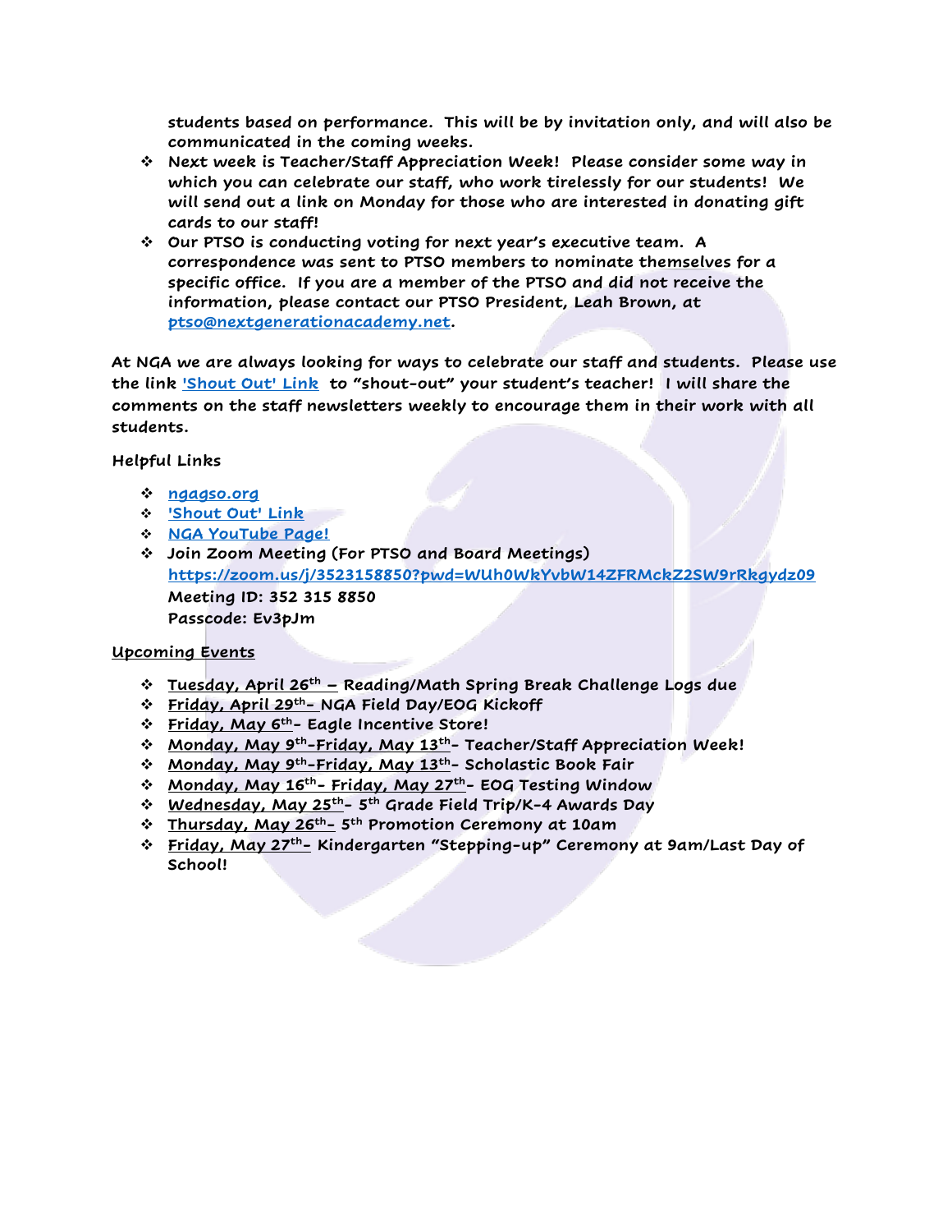**students based on performance. This will be by invitation only, and will also be communicated in the coming weeks.**

- **Next week is Teacher/Staff Appreciation Week! Please consider some way in which you can celebrate our staff, who work tirelessly for our students! We will send out a link on Monday for those who are interested in donating gift cards to our staff!**
- **Our PTSO is conducting voting for next year's executive team. A correspondence was sent to PTSO members to nominate themselves for a specific office. If you are a member of the PTSO and did not receive the information, please contact our PTSO President, Leah Brown, at [ptso@nextgenerationacademy.net](mailto:ptso@nextgenerationacademy.net).**

**At NGA we are always looking for ways to celebrate our staff and students. Please use the link ['Shout Out' Link]() to "shout-out" your student's teacher! I will share the comments on the staff newsletters weekly to encourage them in their work with all students.**

**Helpful Links**

- **[ngagso.org]()**
- **['Shout Out' Link]()**
- **[NGA YouTube Page!]()**
- **Join Zoom Meeting (For PTSO and Board Meetings)**
  **[https://zoom.us/j/3523158850?pwd=WUh0WkYvbW14ZFRMckZ2SW9rRkgydz09](https://zoom.us/j/3523158850?pwd=WUh0WkYvbW14ZFRMckZ2SW9rRkgydz09)**
  **Meeting ID: 352 315 8850**
  **Passcode: Ev3pJm**

**<u>Upcoming Events</u>**

- **<u>Tuesday, April 26th –</u> Reading/Math Spring Break Challenge Logs due**
- **<u>Friday, April 29th-</u> NGA Field Day/EOG Kickoff**
- **<u>Friday, May 6th</u>- Eagle Incentive Store!**
- **<u>Monday, May 9th-Friday, May 13th</u>- Teacher/Staff Appreciation Week!**
- **<u>Monday, May 9th-Friday, May 13th</u>- Scholastic Book Fair**
- **<u>Monday, May 16th- Friday, May 27th</u>- EOG Testing Window**
- **<u>Wednesday, May 25th</u>- 5th Grade Field Trip/K-4 Awards Day**
- **<u>Thursday, May 26th-</u> 5th Promotion Ceremony at 10am**
- **<u>Friday, May 27th-</u> Kindergarten "Stepping-up" Ceremony at 9am/Last Day of School!**